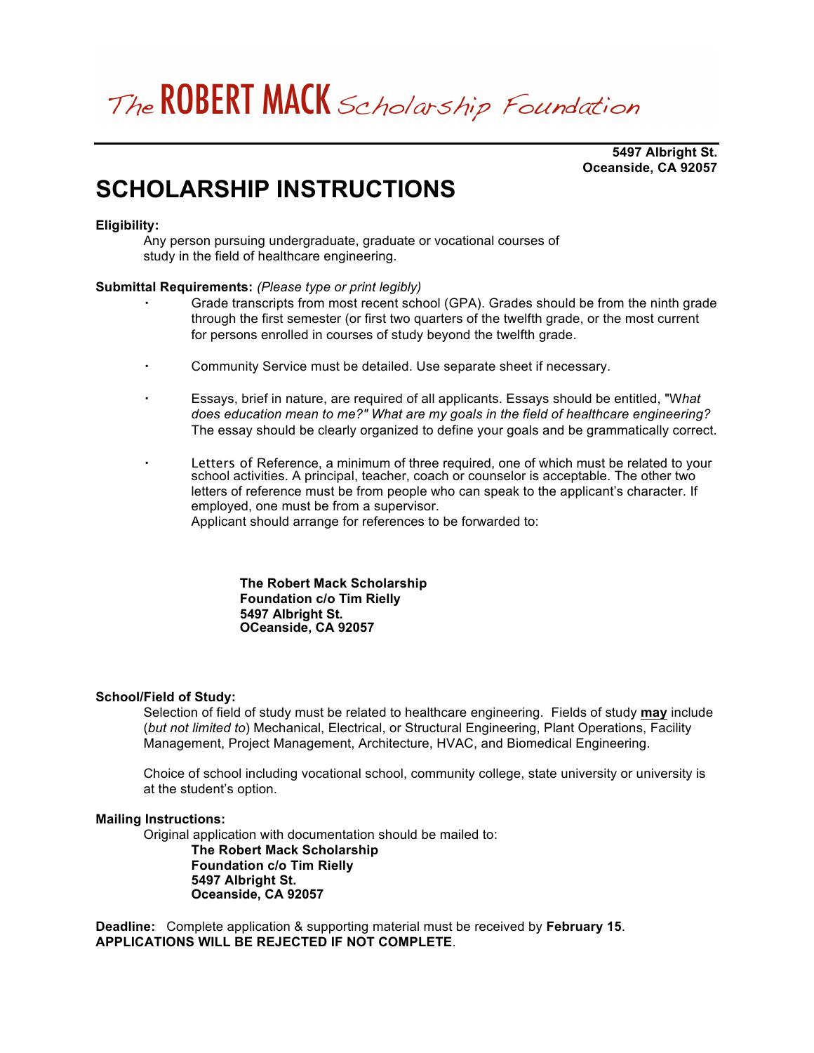# The ROBERT MACK Scholarship Foundation

**5497 Albright St.**
**Oceanside, CA 92057**

## SCHOLARSHIP INSTRUCTIONS

**Eligibility:**

Any person pursuing undergraduate, graduate or vocational courses of study in the field of healthcare engineering.

**Submittal Requirements:** *(Please type or print legibly)*

- Grade transcripts from most recent school (GPA). Grades should be from the ninth grade through the first semester (or first two quarters of the twelfth grade, or the most current for persons enrolled in courses of study beyond the twelfth grade.

- Community Service must be detailed. Use separate sheet if necessary.

- Essays, brief in nature, are required of all applicants. Essays should be entitled, "W*hat does education mean to me?" What are my goals in the field of healthcare engineering?* The essay should be clearly organized to define your goals and be grammatically correct.

- Letters of Reference, a minimum of three required, one of which must be related to your school activities. A principal, teacher, coach or counselor is acceptable. The other two letters of reference must be from people who can speak to the applicant's character. If employed, one must be from a supervisor.
  Applicant should arrange for references to be forwarded to:

  **The Robert Mack Scholarship**
  **Foundation c/o Tim Rielly**
  **5497 Albright St.**
  **OCeanside, CA 92057**

**School/Field of Study:**

Selection of field of study must be related to healthcare engineering. Fields of study **may** include (*but not limited to*) Mechanical, Electrical, or Structural Engineering, Plant Operations, Facility Management, Project Management, Architecture, HVAC, and Biomedical Engineering.

Choice of school including vocational school, community college, state university or university is at the student's option.

**Mailing Instructions:**

Original application with documentation should be mailed to:

**The Robert Mack Scholarship**
**Foundation c/o Tim Rielly**
**5497 Albright St.**
**Oceanside, CA 92057**

**Deadline:** Complete application & supporting material must be received by **February 15**.
**APPLICATIONS WILL BE REJECTED IF NOT COMPLETE**.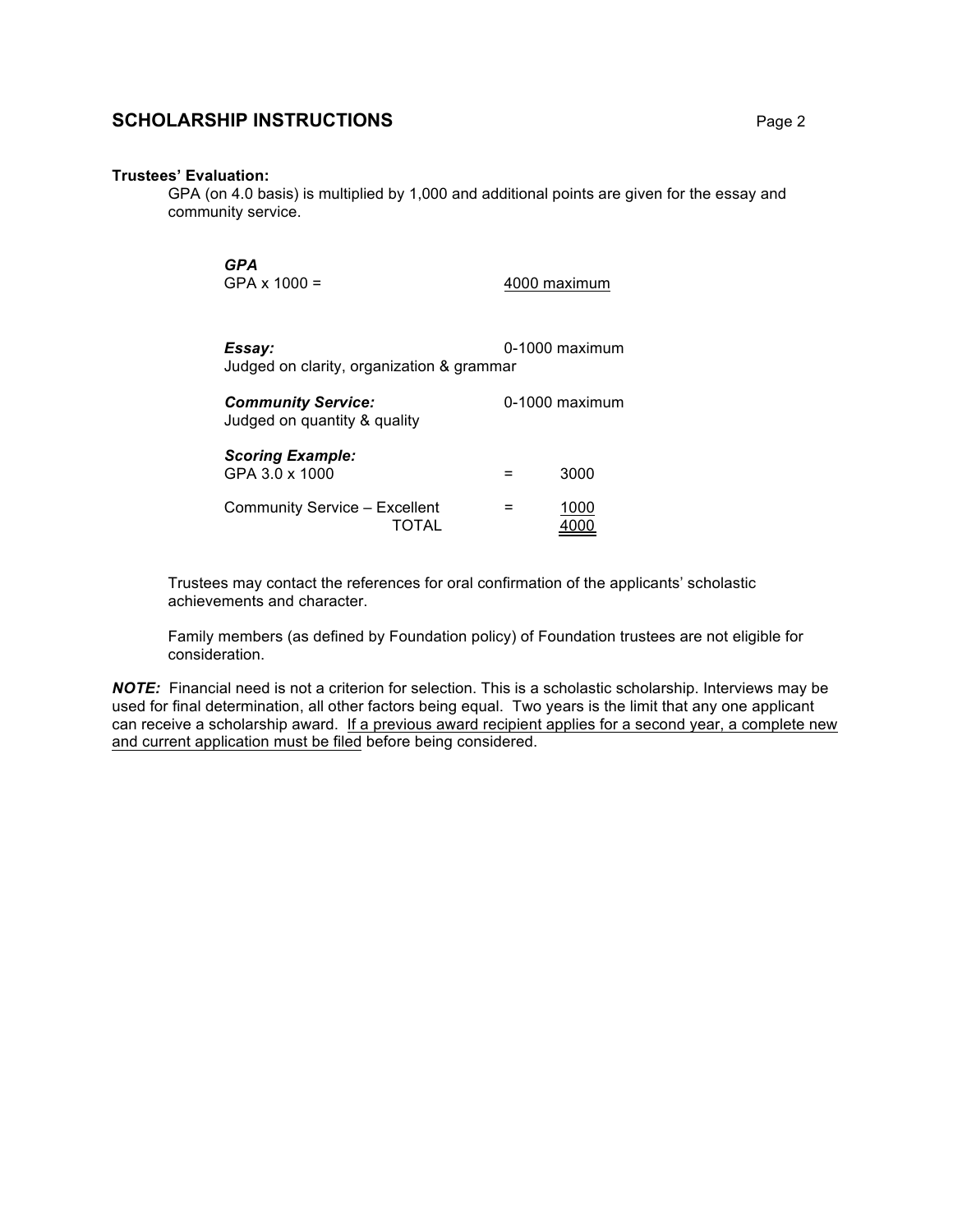## SCHOLARSHIP INSTRUCTIONS

**Trustees' Evaluation:**

GPA (on 4.0 basis) is multiplied by 1,000 and additional points are given for the essay and community service.

***GPA***
GPA x 1000 = 4000 maximum

***Essay:*** 0-1000 maximum
Judged on clarity, organization & grammar

***Community Service:*** 0-1000 maximum
Judged on quantity & quality

***Scoring Example:***

| | | |
|---|---|---|
| GPA 3.0 x 1000 | = | 3000 |
| Community Service – Excellent | = | 1000 |
| TOTAL | | 4000 |

Trustees may contact the references for oral confirmation of the applicants' scholastic achievements and character.

Family members (as defined by Foundation policy) of Foundation trustees are not eligible for consideration.

***NOTE:*** Financial need is not a criterion for selection. This is a scholastic scholarship. Interviews may be used for final determination, all other factors being equal. Two years is the limit that any one applicant can receive a scholarship award. If a previous award recipient applies for a second year, a complete new and current application must be filed before being considered.